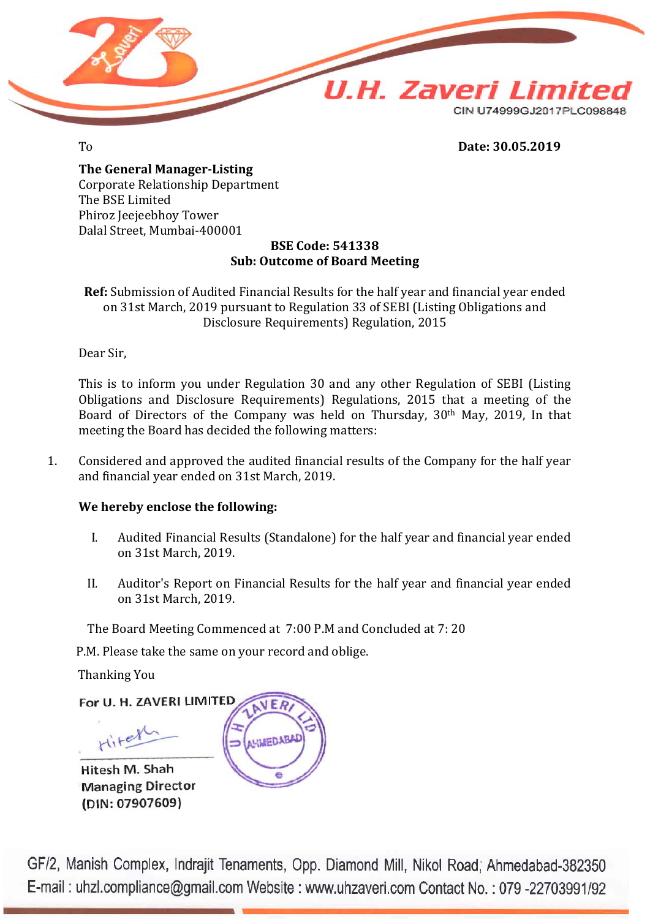# U.H. Zaveri Limited

CIN U74999GJ2017PLC098848

To

**Date: 30.05.2019**

**The General Manager-Listing**
Corporate Relationship Department
The BSE Limited
Phiroz Jeejeebhoy Tower
Dalal Street, Mumbai-400001

**BSE Code: 541338**
**Sub: Outcome of Board Meeting**

**Ref:** Submission of Audited Financial Results for the half year and financial year ended on 31st March, 2019 pursuant to Regulation 33 of SEBI (Listing Obligations and Disclosure Requirements) Regulation, 2015

Dear Sir,

This is to inform you under Regulation 30 and any other Regulation of SEBI (Listing Obligations and Disclosure Requirements) Regulations, 2015 that a meeting of the Board of Directors of the Company was held on Thursday, 30th May, 2019, In that meeting the Board has decided the following matters:

1. Considered and approved the audited financial results of the Company for the half year and financial year ended on 31st March, 2019.

**We hereby enclose the following:**

I. Audited Financial Results (Standalone) for the half year and financial year ended on 31st March, 2019.

II. Auditor's Report on Financial Results for the half year and financial year ended on 31st March, 2019.

The Board Meeting Commenced at 7:00 P.M and Concluded at 7: 20 P.M. Please take the same on your record and oblige.

Thanking You

For U. H. ZAVERI LIMITED

Hitesh M. Shah
Managing Director
(DIN: 07907609)

GF/2, Manish Complex, Indrajit Tenaments, Opp. Diamond Mill, Nikol Road, Ahmedabad-382350
E-mail : uhzl.compliance@gmail.com Website : www.uhzaveri.com Contact No. : 079 -22703991/92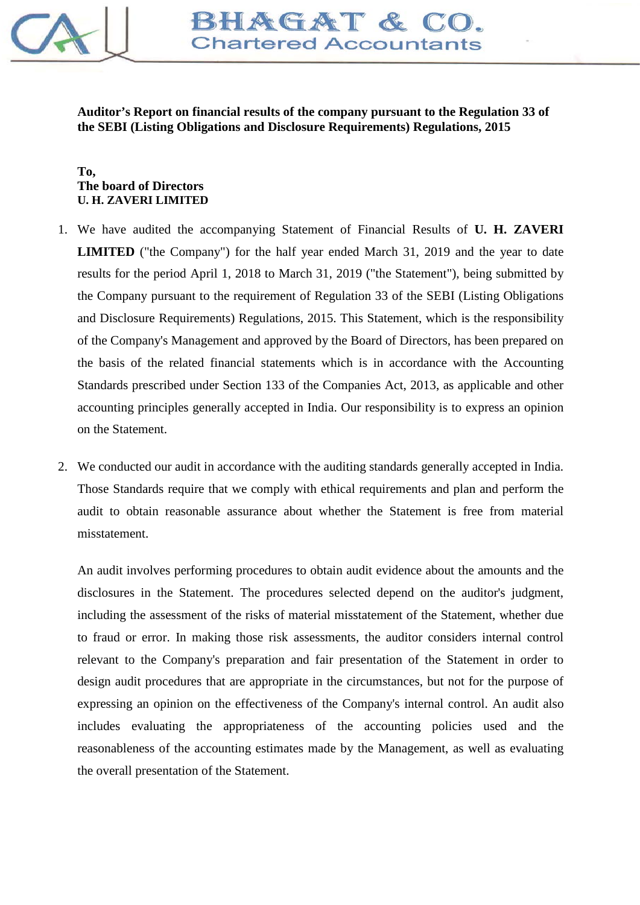**Auditor's Report on financial results of the company pursuant to the Regulation 33 of the SEBI (Listing Obligations and Disclosure Requirements) Regulations, 2015**

**To,**
**The board of Directors**
**U. H. ZAVERI LIMITED**

1. We have audited the accompanying Statement of Financial Results of **U. H. ZAVERI LIMITED** ("the Company") for the half year ended March 31, 2019 and the year to date results for the period April 1, 2018 to March 31, 2019 ("the Statement"), being submitted by the Company pursuant to the requirement of Regulation 33 of the SEBI (Listing Obligations and Disclosure Requirements) Regulations, 2015. This Statement, which is the responsibility of the Company's Management and approved by the Board of Directors, has been prepared on the basis of the related financial statements which is in accordance with the Accounting Standards prescribed under Section 133 of the Companies Act, 2013, as applicable and other accounting principles generally accepted in India. Our responsibility is to express an opinion on the Statement.

2. We conducted our audit in accordance with the auditing standards generally accepted in India. Those Standards require that we comply with ethical requirements and plan and perform the audit to obtain reasonable assurance about whether the Statement is free from material misstatement.

   An audit involves performing procedures to obtain audit evidence about the amounts and the disclosures in the Statement. The procedures selected depend on the auditor's judgment, including the assessment of the risks of material misstatement of the Statement, whether due to fraud or error. In making those risk assessments, the auditor considers internal control relevant to the Company's preparation and fair presentation of the Statement in order to design audit procedures that are appropriate in the circumstances, but not for the purpose of expressing an opinion on the effectiveness of the Company's internal control. An audit also includes evaluating the appropriateness of the accounting policies used and the reasonableness of the accounting estimates made by the Management, as well as evaluating the overall presentation of the Statement.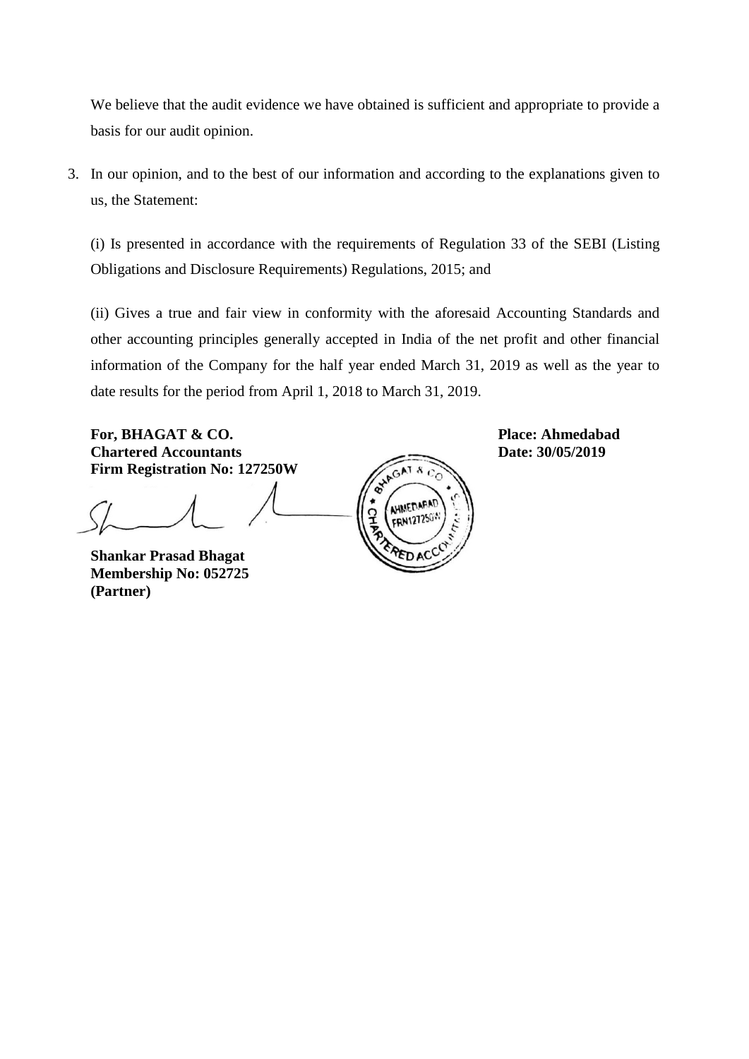We believe that the audit evidence we have obtained is sufficient and appropriate to provide a basis for our audit opinion.

3. In our opinion, and to the best of our information and according to the explanations given to us, the Statement:

   (i) Is presented in accordance with the requirements of Regulation 33 of the SEBI (Listing Obligations and Disclosure Requirements) Regulations, 2015; and

   (ii) Gives a true and fair view in conformity with the aforesaid Accounting Standards and other accounting principles generally accepted in India of the net profit and other financial information of the Company for the half year ended March 31, 2019 as well as the year to date results for the period from April 1, 2018 to March 31, 2019.

**For, BHAGAT & CO.**
**Chartered Accountants**
**Firm Registration No: 127250W**

**Place: Ahmedabad**
**Date: 30/05/2019**

**Shankar Prasad Bhagat**
**Membership No: 052725**
**(Partner)**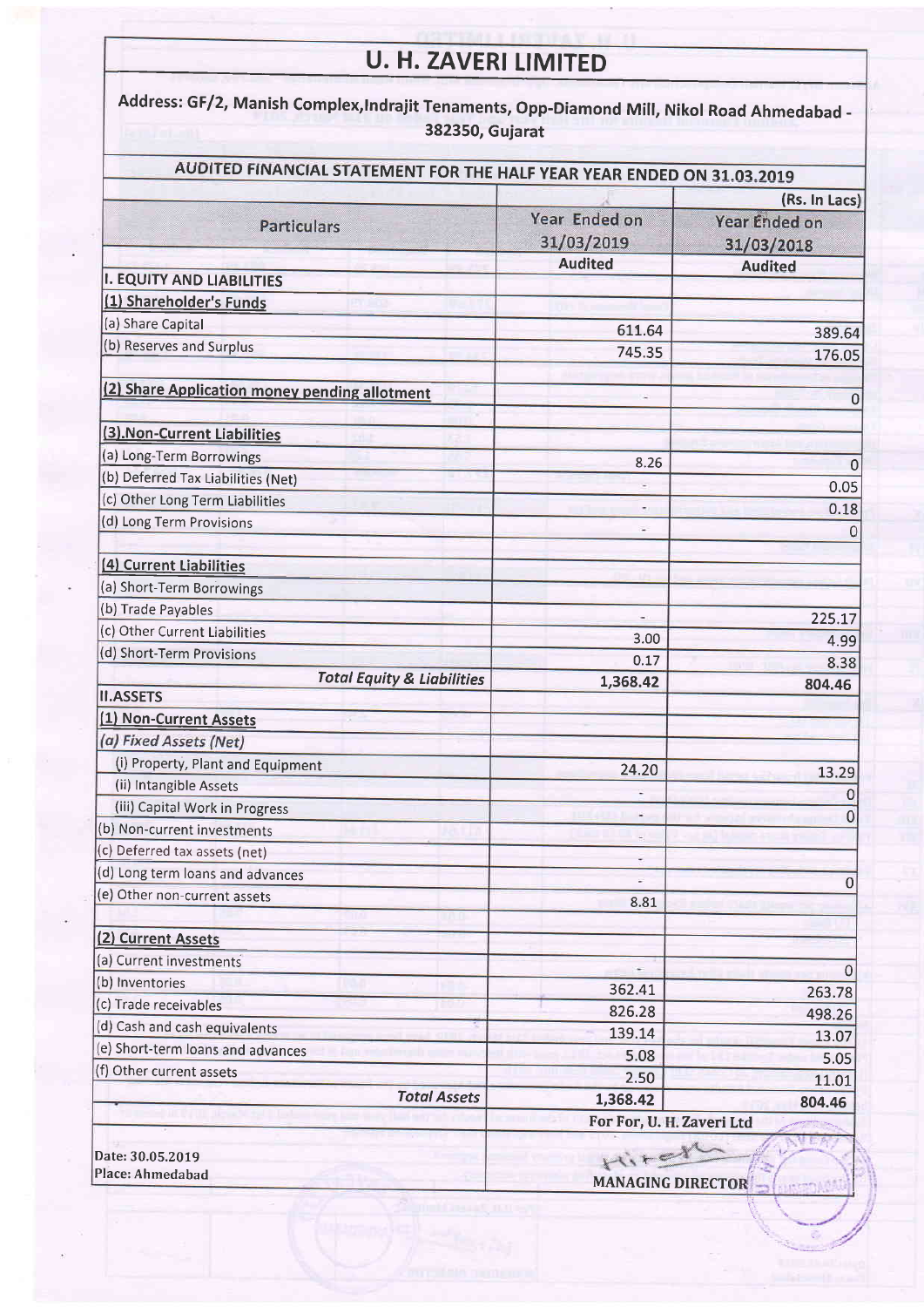# U. H. ZAVERI LIMITED

Address: GF/2, Manish Complex,Indrajit Tenaments, Opp-Diamond Mill, Nikol Road Ahmedabad - 382350, Gujarat

## AUDITED FINANCIAL STATEMENT FOR THE HALF YEAR YEAR ENDED ON 31.03.2019

(Rs. In Lacs)

| Particulars | Year Ended on 31/03/2019 Audited | Year Ended on 31/03/2018 Audited |
|---|---|---|
| **I. EQUITY AND LIABILITIES** | | |
| **(1) Shareholder's Funds** | | |
| (a) Share Capital | 611.64 | 389.64 |
| (b) Reserves and Surplus | 745.35 | 176.05 |
| **(2) Share Application money pending allotment** | - | 0 |
| **(3).Non-Current Liabilities** | | |
| (a) Long-Term Borrowings | 8.26 | 0 |
| (b) Deferred Tax Liabilities (Net) | - | 0.05 |
| (c) Other Long Term Liabilities | - | 0.18 |
| (d) Long Term Provisions | - | 0 |
| **(4) Current Liabilities** | | |
| (a) Short-Term Borrowings | | |
| (b) Trade Payables | - | 225.17 |
| (c) Other Current Liabilities | 3.00 | 4.99 |
| (d) Short-Term Provisions | 0.17 | 8.38 |
| ***Total Equity & Liabilities*** | **1,368.42** | **804.46** |
| **II.ASSETS** | | |
| **(1) Non-Current Assets** | | |
| *(a) Fixed Assets (Net)* | | |
| (i) Property, Plant and Equipment | 24.20 | 13.29 |
| (ii) Intangible Assets | - | 0 |
| (iii) Capital Work in Progress | - | 0 |
| (b) Non-current investments | | |
| (c) Deferred tax assets (net) | - | |
| (d) Long term loans and advances | - | 0 |
| (e) Other non-current assets | 8.81 | |
| **(2) Current Assets** | | |
| (a) Current investments | - | 0 |
| (b) Inventories | 362.41 | 263.78 |
| (c) Trade receivables | 826.28 | 498.26 |
| (d) Cash and cash equivalents | 139.14 | 13.07 |
| (e) Short-term loans and advances | 5.08 | 5.05 |
| (f) Other current assets | 2.50 | 11.01 |
| ***Total Assets*** | **1,368.42** | **804.46** |

Date: 30.05.2019
Place: Ahmedabad

**For For, U. H. Zaveri Ltd**

**MANAGING DIRECTOR**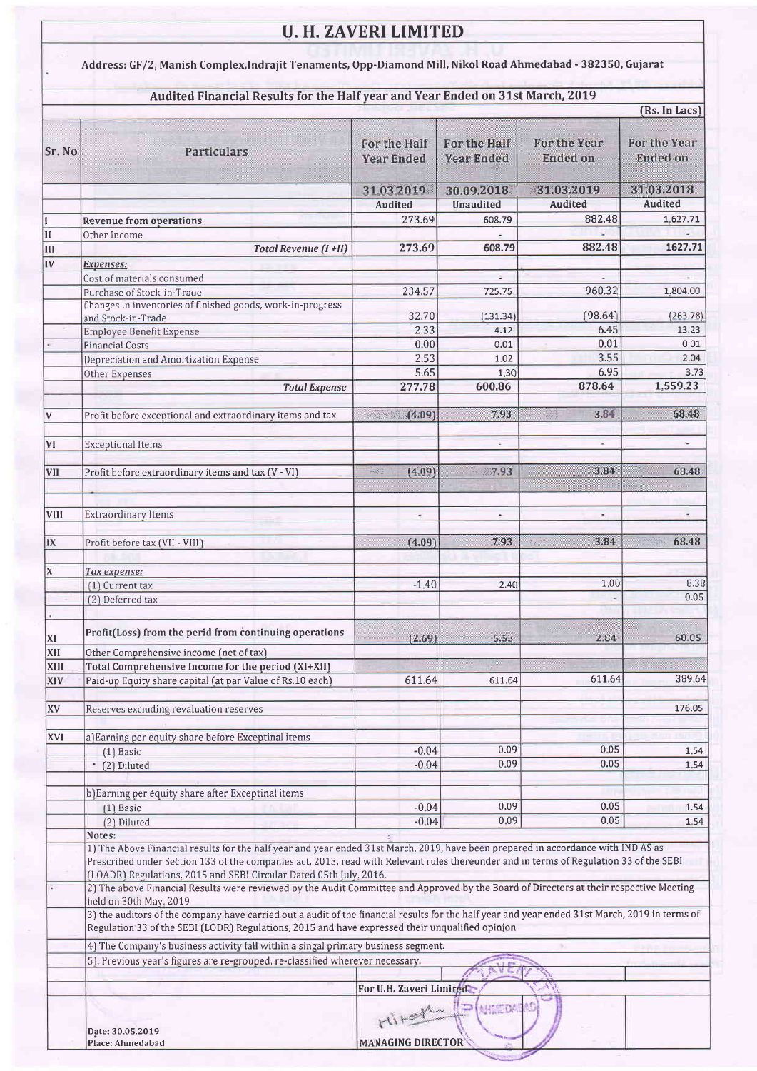# U. H. ZAVERI LIMITED

Address: GF/2, Manish Complex,Indrajit Tenaments, Opp-Diamond Mill, Nikol Road Ahmedabad - 382350, Gujarat

## Audited Financial Results for the Half year and Year Ended on 31st March, 2019

(Rs. In Lacs)

| Sr. No | Particulars | For the Half Year Ended | For the Half Year Ended | For the Year Ended on | For the Year Ended on |
|---|---|---|---|---|---|
| | | 31.03.2019 | 30.09.2018 | 31.03.2019 | 31.03.2018 |
| | | Audited | Unaudited | Audited | Audited |
| I | **Revenue from operations** | 273.69 | 608.79 | 882.48 | 1,627.71 |
| II | Other Income | | - | - | - |
| III | *Total Revenue (I +II)* | **273.69** | **608.79** | **882.48** | **1627.71** |
| IV | ***Expenses:*** | | | | |
| | Cost of materials consumed | | - | - | - |
| | Purchase of Stock-in-Trade | 234.57 | 725.75 | 960.32 | 1,804.00 |
| | Changes in inventories of finished goods, work-in-progress and Stock-in-Trade | 32.70 | (131.34) | (98.64) | (263.78) |
| | Employee Benefit Expense | 2.33 | 4.12 | 6.45 | 13.23 |
| | Financial Costs | 0.00 | 0.01 | 0.01 | 0.01 |
| | Depreciation and Amortization Expense | 2.53 | 1.02 | 3.55 | 2.04 |
| | Other Expenses | 5.65 | 1.30 | 6.95 | 3.73 |
| | *Total Expense* | **277.78** | **600.86** | **878.64** | **1,559.23** |
| V | Profit before exceptional and extraordinary items and tax | (4.09) | 7.93 | 3.84 | 68.48 |
| VI | Exceptional Items | | - | - | - |
| VII | Profit before extraordinary items and tax (V - VI) | (4.09) | 7.93 | 3.84 | 68.48 |
| VIII | Extraordinary Items | - | - | - | - |
| IX | Profit before tax (VII - VIII) | (4.09) | 7.93 | 3.84 | 68.48 |
| X | *Tax expense:* | | | | |
| | (1) Current tax | -1.40 | 2.40 | 1.00 | 8.38 |
| | (2) Deferred tax | | | - | 0.05 |
| XI | Profit(Loss) from the perid from continuing operations | (2.69) | 5.53 | 2.84 | 60.05 |
| XII | Other Comprehensive income (net of tax) | | | | |
| XIII | **Total Comprehensive Income for the period (XI+XII)** | | | | |
| XIV | Paid-up Equity share capital (at par Value of Rs.10 each) | 611.64 | 611.64 | 611.64 | 389.64 |
| XV | Reserves excluding revaluation reserves | | | | 176.05 |
| XVI | a)Earning per equity share before Exceptinal items | | | | |
| | (1) Basic | -0.04 | 0.09 | 0.05 | 1.54 |
| | (2) Diluted | -0.04 | 0.09 | 0.05 | 1.54 |
| | b)Earning per equity share after Exceptinal items | | | | |
| | (1) Basic | -0.04 | 0.09 | 0.05 | 1.54 |
| | (2) Diluted | -0.04 | 0.09 | 0.05 | 1.54 |

Notes:

1) The Above Financial results for the half year and year ended 31st March, 2019, have been prepared in accordance with IND AS as Prescribed under Section 133 of the companies act, 2013, read with Relevant rules thereunder and in terms of Regulation 33 of the SEBI (LOADR) Regulations, 2015 and SEBI Circular Dated 05th July, 2016.

2) The above Financial Results were reviewed by the Audit Committee and Approved by the Board of Directors at their respective Meeting held on 30th May, 2019

3) the auditors of the company have carried out a audit of the financial results for the half year and year ended 31st March, 2019 in terms of Regulation 33 of the SEBI (LODR) Regulations, 2015 and have expressed their unqualified opinion

4) The Company's business activity fall within a singal primary business segment.

5). Previous year's figures are re-grouped, re-classified wherever necessary.

For U.H. Zaveri Limited

MANAGING DIRECTOR

Date: 30.05.2019
Place: Ahmedabad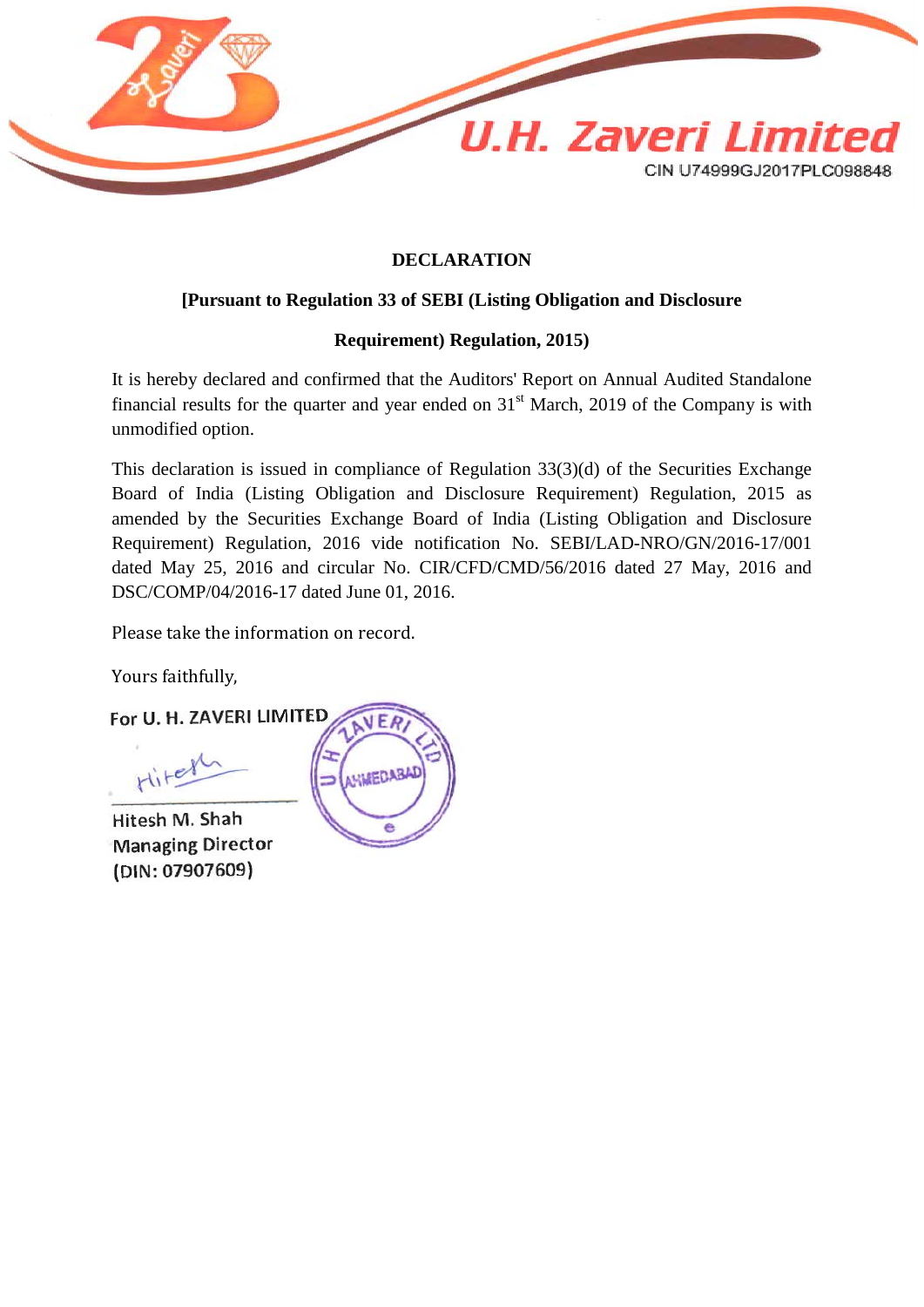U.H. Zaveri Limited

CIN U74999GJ2017PLC098848

## DECLARATION

**[Pursuant to Regulation 33 of SEBI (Listing Obligation and Disclosure Requirement) Regulation, 2015)**

It is hereby declared and confirmed that the Auditors' Report on Annual Audited Standalone financial results for the quarter and year ended on 31st March, 2019 of the Company is with unmodified option.

This declaration is issued in compliance of Regulation 33(3)(d) of the Securities Exchange Board of India (Listing Obligation and Disclosure Requirement) Regulation, 2015 as amended by the Securities Exchange Board of India (Listing Obligation and Disclosure Requirement) Regulation, 2016 vide notification No. SEBI/LAD-NRO/GN/2016-17/001 dated May 25, 2016 and circular No. CIR/CFD/CMD/56/2016 dated 27 May, 2016 and DSC/COMP/04/2016-17 dated June 01, 2016.

Please take the information on record.

Yours faithfully,

For U. H. ZAVERI LIMITED

Hitesh M. Shah
Managing Director
(DIN: 07907609)